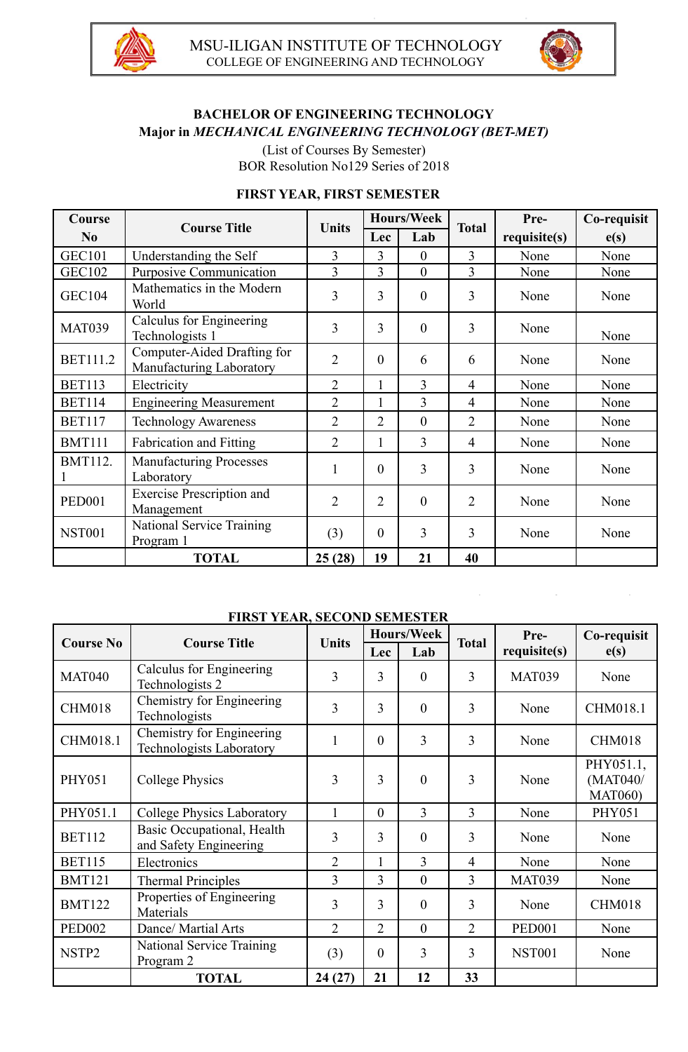MSU-ILIGAN INSTITUTE OF TECHNOLOGY
COLLEGE OF ENGINEERING AND TECHNOLOGY

## BACHELOR OF ENGINEERING TECHNOLOGY

### Major in *MECHANICAL ENGINEERING TECHNOLOGY (BET-MET)*

(List of Courses By Semester)
BOR Resolution No129 Series of 2018

### FIRST YEAR, FIRST SEMESTER

| Course No | Course Title | Units | Hours/Week | | Total | Pre-requisite(s) | Co-requisite(s) |
|---|---|---|---|---|---|---|---|
| | | | Lec | Lab | | | |
| GEC101 | Understanding the Self | 3 | 3 | 0 | 3 | None | None |
| GEC102 | Purposive Communication | 3 | 3 | 0 | 3 | None | None |
| GEC104 | Mathematics in the Modern World | 3 | 3 | 0 | 3 | None | None |
| MAT039 | Calculus for Engineering Technologists 1 | 3 | 3 | 0 | 3 | None | None |
| BET111.2 | Computer-Aided Drafting for Manufacturing Laboratory | 2 | 0 | 6 | 6 | None | None |
| BET113 | Electricity | 2 | 1 | 3 | 4 | None | None |
| BET114 | Engineering Measurement | 2 | 1 | 3 | 4 | None | None |
| BET117 | Technology Awareness | 2 | 2 | 0 | 2 | None | None |
| BMT111 | Fabrication and Fitting | 2 | 1 | 3 | 4 | None | None |
| BMT112.1 | Manufacturing Processes Laboratory | 1 | 0 | 3 | 3 | None | None |
| PED001 | Exercise Prescription and Management | 2 | 2 | 0 | 2 | None | None |
| NST001 | National Service Training Program 1 | (3) | 0 | 3 | 3 | None | None |
| | **TOTAL** | **25 (28)** | **19** | **21** | **40** | | |

### FIRST YEAR, SECOND SEMESTER

| Course No | Course Title | Units | Hours/Week | | Total | Pre-requisite(s) | Co-requisite(s) |
|---|---|---|---|---|---|---|---|
| | | | Lec | Lab | | | |
| MAT040 | Calculus for Engineering Technologists 2 | 3 | 3 | 0 | 3 | MAT039 | None |
| CHM018 | Chemistry for Engineering Technologists | 3 | 3 | 0 | 3 | None | CHM018.1 |
| CHM018.1 | Chemistry for Engineering Technologists Laboratory | 1 | 0 | 3 | 3 | None | CHM018 |
| PHY051 | College Physics | 3 | 3 | 0 | 3 | None | PHY051.1, (MAT040/ MAT060) |
| PHY051.1 | College Physics Laboratory | 1 | 0 | 3 | 3 | None | PHY051 |
| BET112 | Basic Occupational, Health and Safety Engineering | 3 | 3 | 0 | 3 | None | None |
| BET115 | Electronics | 2 | 1 | 3 | 4 | None | None |
| BMT121 | Thermal Principles | 3 | 3 | 0 | 3 | MAT039 | None |
| BMT122 | Properties of Engineering Materials | 3 | 3 | 0 | 3 | None | CHM018 |
| PED002 | Dance/ Martial Arts | 2 | 2 | 0 | 2 | PED001 | None |
| NSTP2 | National Service Training Program 2 | (3) | 0 | 3 | 3 | NST001 | None |
| | **TOTAL** | **24 (27)** | **21** | **12** | **33** | | |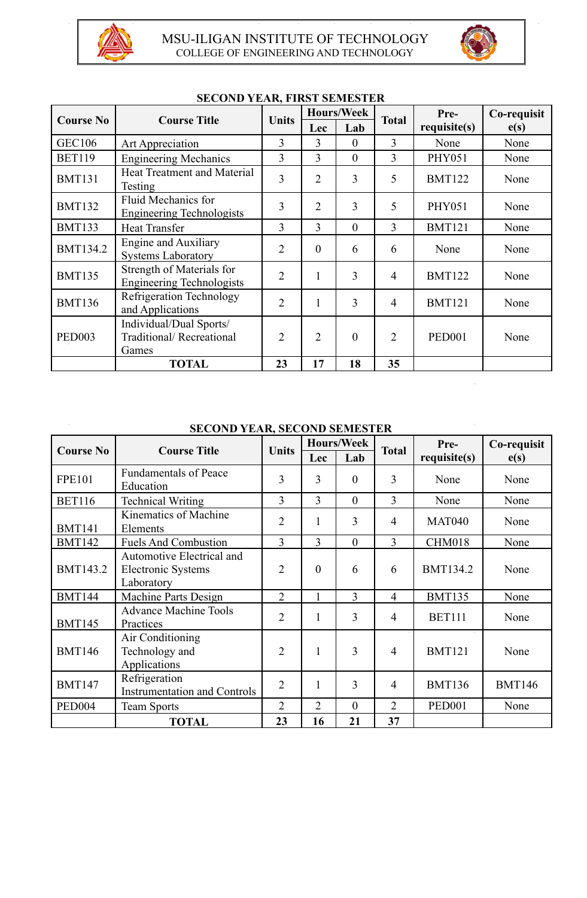MSU-ILIGAN INSTITUTE OF TECHNOLOGY
COLLEGE OF ENGINEERING AND TECHNOLOGY

## SECOND YEAR, FIRST SEMESTER

| Course No | Course Title | Units | Hours/Week | | Total | Pre-requisite(s) | Co-requisite(s) |
|---|---|---|---|---|---|---|---|
| | | | Lec | Lab | | | |
| GEC106 | Art Appreciation | 3 | 3 | 0 | 3 | None | None |
| BET119 | Engineering Mechanics | 3 | 3 | 0 | 3 | PHY051 | None |
| BMT131 | Heat Treatment and Material Testing | 3 | 2 | 3 | 5 | BMT122 | None |
| BMT132 | Fluid Mechanics for Engineering Technologists | 3 | 2 | 3 | 5 | PHY051 | None |
| BMT133 | Heat Transfer | 3 | 3 | 0 | 3 | BMT121 | None |
| BMT134.2 | Engine and Auxiliary Systems Laboratory | 2 | 0 | 6 | 6 | None | None |
| BMT135 | Strength of Materials for Engineering Technologists | 2 | 1 | 3 | 4 | BMT122 | None |
| BMT136 | Refrigeration Technology and Applications | 2 | 1 | 3 | 4 | BMT121 | None |
| PED003 | Individual/Dual Sports/ Traditional/ Recreational Games | 2 | 2 | 0 | 2 | PED001 | None |
| | **TOTAL** | **23** | **17** | **18** | **35** | | |

## SECOND YEAR, SECOND SEMESTER

| Course No | Course Title | Units | Hours/Week | | Total | Pre-requisite(s) | Co-requisite(s) |
|---|---|---|---|---|---|---|---|
| | | | Lec | Lab | | | |
| FPE101 | Fundamentals of Peace Education | 3 | 3 | 0 | 3 | None | None |
| BET116 | Technical Writing | 3 | 3 | 0 | 3 | None | None |
| BMT141 | Kinematics of Machine Elements | 2 | 1 | 3 | 4 | MAT040 | None |
| BMT142 | Fuels And Combustion | 3 | 3 | 0 | 3 | CHM018 | None |
| BMT143.2 | Automotive Electrical and Electronic Systems Laboratory | 2 | 0 | 6 | 6 | BMT134.2 | None |
| BMT144 | Machine Parts Design | 2 | 1 | 3 | 4 | BMT135 | None |
| BMT145 | Advance Machine Tools Practices | 2 | 1 | 3 | 4 | BET111 | None |
| BMT146 | Air Conditioning Technology and Applications | 2 | 1 | 3 | 4 | BMT121 | None |
| BMT147 | Refrigeration Instrumentation and Controls | 2 | 1 | 3 | 4 | BMT136 | BMT146 |
| PED004 | Team Sports | 2 | 2 | 0 | 2 | PED001 | None |
| | **TOTAL** | **23** | **16** | **21** | **37** | | |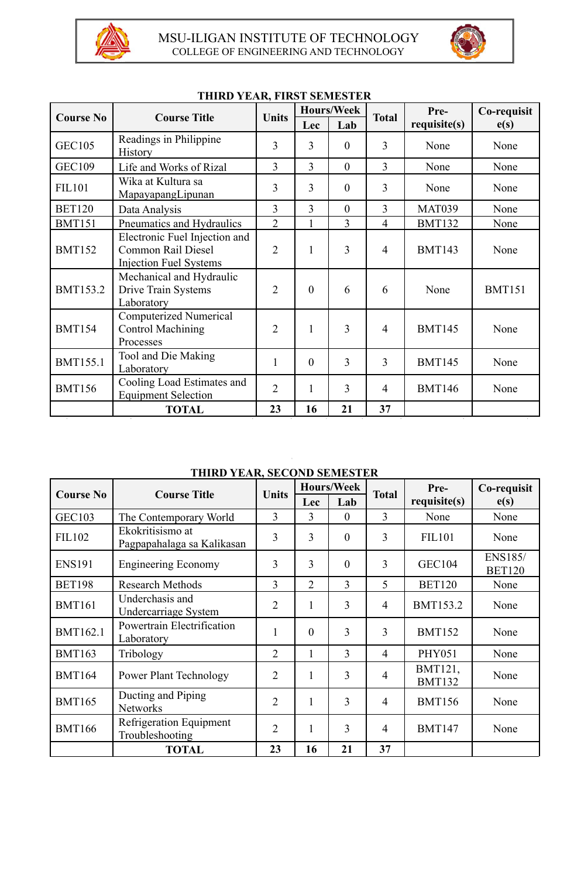MSU-ILIGAN INSTITUTE OF TECHNOLOGY
COLLEGE OF ENGINEERING AND TECHNOLOGY

### THIRD YEAR, FIRST SEMESTER

| Course No | Course Title | Units | Hours/Week | | Total | Pre-requisite(s) | Co-requisite(s) |
|---|---|---|---|---|---|---|---|
| | | | Lec | Lab | | | |
| GEC105 | Readings in Philippine History | 3 | 3 | 0 | 3 | None | None |
| GEC109 | Life and Works of Rizal | 3 | 3 | 0 | 3 | None | None |
| FIL101 | Wika at Kultura sa MapayapangLipunan | 3 | 3 | 0 | 3 | None | None |
| BET120 | Data Analysis | 3 | 3 | 0 | 3 | MAT039 | None |
| BMT151 | Pneumatics and Hydraulics | 2 | 1 | 3 | 4 | BMT132 | None |
| BMT152 | Electronic Fuel Injection and Common Rail Diesel Injection Fuel Systems | 2 | 1 | 3 | 4 | BMT143 | None |
| BMT153.2 | Mechanical and Hydraulic Drive Train Systems Laboratory | 2 | 0 | 6 | 6 | None | BMT151 |
| BMT154 | Computerized Numerical Control Machining Processes | 2 | 1 | 3 | 4 | BMT145 | None |
| BMT155.1 | Tool and Die Making Laboratory | 1 | 0 | 3 | 3 | BMT145 | None |
| BMT156 | Cooling Load Estimates and Equipment Selection | 2 | 1 | 3 | 4 | BMT146 | None |
| | **TOTAL** | **23** | **16** | **21** | **37** | | |

### THIRD YEAR, SECOND SEMESTER

| Course No | Course Title | Units | Hours/Week | | Total | Pre-requisite(s) | Co-requisite(s) |
|---|---|---|---|---|---|---|---|
| | | | Lec | Lab | | | |
| GEC103 | The Contemporary World | 3 | 3 | 0 | 3 | None | None |
| FIL102 | Ekokritisismo at Pagpapahalaga sa Kalikasan | 3 | 3 | 0 | 3 | FIL101 | None |
| ENS191 | Engineering Economy | 3 | 3 | 0 | 3 | GEC104 | ENS185/ BET120 |
| BET198 | Research Methods | 3 | 2 | 3 | 5 | BET120 | None |
| BMT161 | Underchasis and Undercarriage System | 2 | 1 | 3 | 4 | BMT153.2 | None |
| BMT162.1 | Powertrain Electrification Laboratory | 1 | 0 | 3 | 3 | BMT152 | None |
| BMT163 | Tribology | 2 | 1 | 3 | 4 | PHY051 | None |
| BMT164 | Power Plant Technology | 2 | 1 | 3 | 4 | BMT121, BMT132 | None |
| BMT165 | Ducting and Piping Networks | 2 | 1 | 3 | 4 | BMT156 | None |
| BMT166 | Refrigeration Equipment Troubleshooting | 2 | 1 | 3 | 4 | BMT147 | None |
| | **TOTAL** | **23** | **16** | **21** | **37** | | |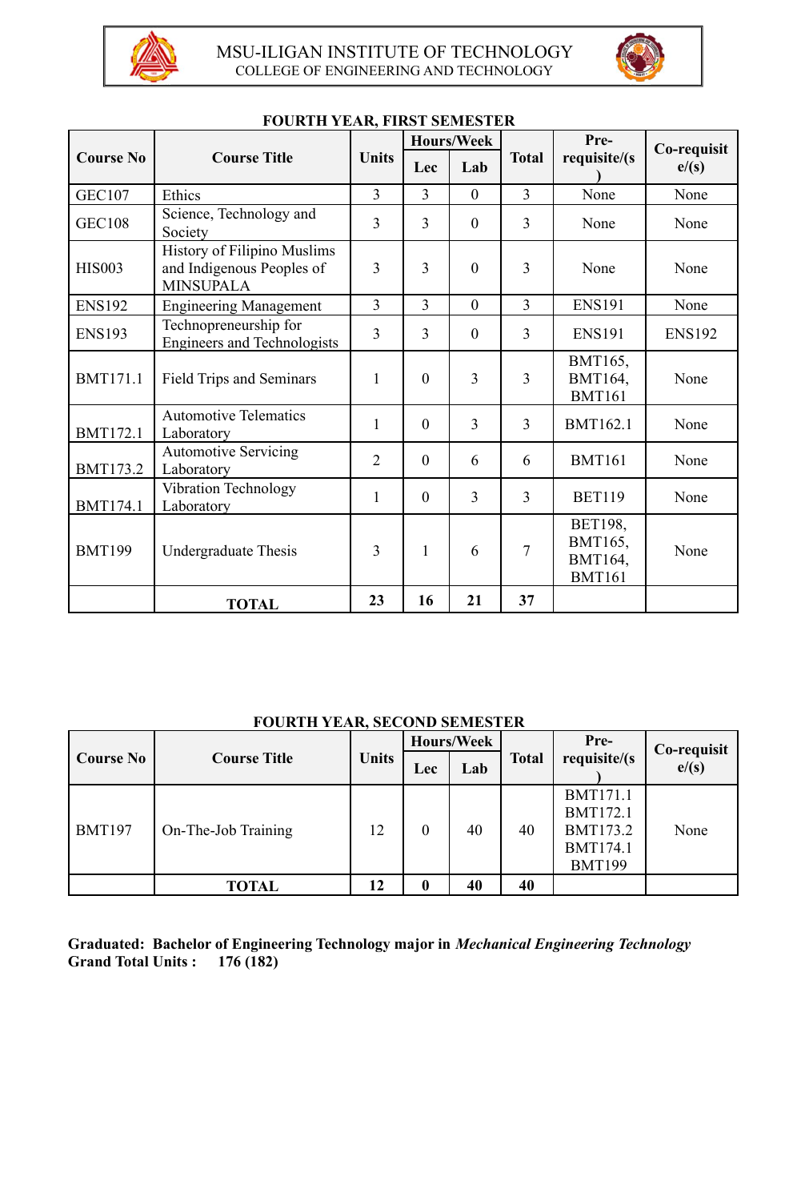MSU-ILIGAN INSTITUTE OF TECHNOLOGY
COLLEGE OF ENGINEERING AND TECHNOLOGY

**FOURTH YEAR, FIRST SEMESTER**

| Course No | Course Title | Units | Hours/Week | | Total | Pre-requisite/(s) | Co-requisite/(s) |
|---|---|---|---|---|---|---|---|
| | | | Lec | Lab | | | |
| GEC107 | Ethics | 3 | 3 | 0 | 3 | None | None |
| GEC108 | Science, Technology and Society | 3 | 3 | 0 | 3 | None | None |
| HIS003 | History of Filipino Muslims and Indigenous Peoples of MINSUPALA | 3 | 3 | 0 | 3 | None | None |
| ENS192 | Engineering Management | 3 | 3 | 0 | 3 | ENS191 | None |
| ENS193 | Technopreneurship for Engineers and Technologists | 3 | 3 | 0 | 3 | ENS191 | ENS192 |
| BMT171.1 | Field Trips and Seminars | 1 | 0 | 3 | 3 | BMT165, BMT164, BMT161 | None |
| BMT172.1 | Automotive Telematics Laboratory | 1 | 0 | 3 | 3 | BMT162.1 | None |
| BMT173.2 | Automotive Servicing Laboratory | 2 | 0 | 6 | 6 | BMT161 | None |
| BMT174.1 | Vibration Technology Laboratory | 1 | 0 | 3 | 3 | BET119 | None |
| BMT199 | Undergraduate Thesis | 3 | 1 | 6 | 7 | BET198, BMT165, BMT164, BMT161 | None |
| | **TOTAL** | **23** | **16** | **21** | **37** | | |

**FOURTH YEAR, SECOND SEMESTER**

| Course No | Course Title | Units | Hours/Week | | Total | Pre-requisite/(s) | Co-requisite/(s) |
|---|---|---|---|---|---|---|---|
| | | | Lec | Lab | | | |
| BMT197 | On-The-Job Training | 12 | 0 | 40 | 40 | BMT171.1 BMT172.1 BMT173.2 BMT174.1 BMT199 | None |
| | **TOTAL** | **12** | **0** | **40** | **40** | | |

**Graduated: Bachelor of Engineering Technology major in *Mechanical Engineering Technology***
**Grand Total Units : 176 (182)**